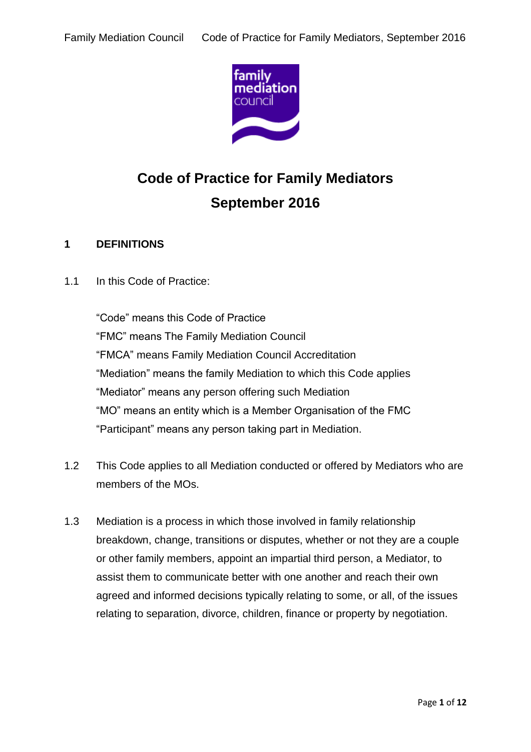# Code of Practice for Family Mediators

## September 2016

## 1 DEFINITIONS

1.1 In this Code of Practice:

"Code" means this Code of Practice
"FMC" means The Family Mediation Council
"FMCA" means Family Mediation Council Accreditation
"Mediation" means the family Mediation to which this Code applies
"Mediator" means any person offering such Mediation
"MO" means an entity which is a Member Organisation of the FMC
"Participant" means any person taking part in Mediation.

1.2 This Code applies to all Mediation conducted or offered by Mediators who are members of the MOs.

1.3 Mediation is a process in which those involved in family relationship breakdown, change, transitions or disputes, whether or not they are a couple or other family members, appoint an impartial third person, a Mediator, to assist them to communicate better with one another and reach their own agreed and informed decisions typically relating to some, or all, of the issues relating to separation, divorce, children, finance or property by negotiation.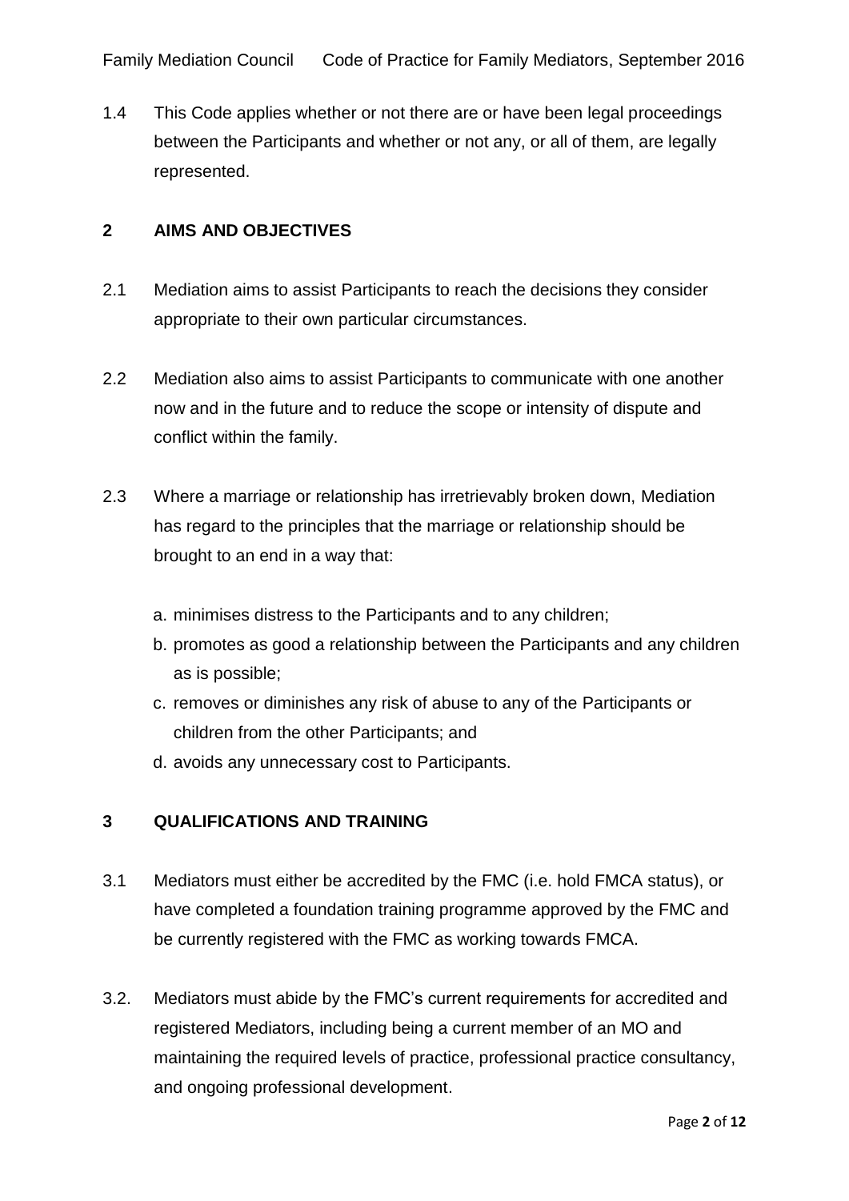1.4 This Code applies whether or not there are or have been legal proceedings between the Participants and whether or not any, or all of them, are legally represented.

## 2 AIMS AND OBJECTIVES

2.1 Mediation aims to assist Participants to reach the decisions they consider appropriate to their own particular circumstances.

2.2 Mediation also aims to assist Participants to communicate with one another now and in the future and to reduce the scope or intensity of dispute and conflict within the family.

2.3 Where a marriage or relationship has irretrievably broken down, Mediation has regard to the principles that the marriage or relationship should be brought to an end in a way that:

a. minimises distress to the Participants and to any children;
b. promotes as good a relationship between the Participants and any children as is possible;
c. removes or diminishes any risk of abuse to any of the Participants or children from the other Participants; and
d. avoids any unnecessary cost to Participants.

## 3 QUALIFICATIONS AND TRAINING

3.1 Mediators must either be accredited by the FMC (i.e. hold FMCA status), or have completed a foundation training programme approved by the FMC and be currently registered with the FMC as working towards FMCA.

3.2. Mediators must abide by the FMC's current requirements for accredited and registered Mediators, including being a current member of an MO and maintaining the required levels of practice, professional practice consultancy, and ongoing professional development.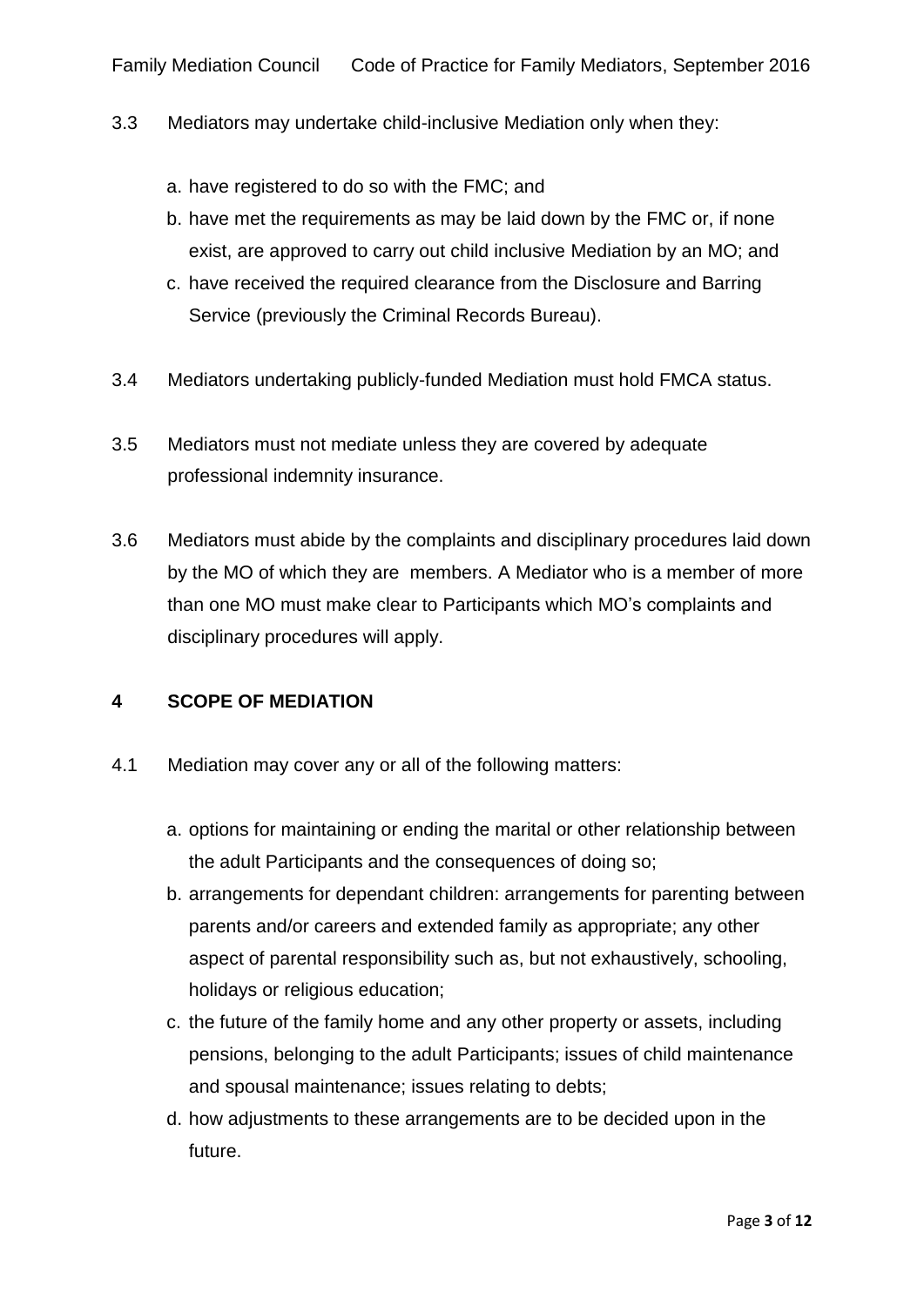3.3 Mediators may undertake child-inclusive Mediation only when they:

   a. have registered to do so with the FMC; and
   b. have met the requirements as may be laid down by the FMC or, if none exist, are approved to carry out child inclusive Mediation by an MO; and
   c. have received the required clearance from the Disclosure and Barring Service (previously the Criminal Records Bureau).

3.4 Mediators undertaking publicly-funded Mediation must hold FMCA status.

3.5 Mediators must not mediate unless they are covered by adequate professional indemnity insurance.

3.6 Mediators must abide by the complaints and disciplinary procedures laid down by the MO of which they are members. A Mediator who is a member of more than one MO must make clear to Participants which MO's complaints and disciplinary procedures will apply.

## 4 SCOPE OF MEDIATION

4.1 Mediation may cover any or all of the following matters:

   a. options for maintaining or ending the marital or other relationship between the adult Participants and the consequences of doing so;
   b. arrangements for dependant children: arrangements for parenting between parents and/or careers and extended family as appropriate; any other aspect of parental responsibility such as, but not exhaustively, schooling, holidays or religious education;
   c. the future of the family home and any other property or assets, including pensions, belonging to the adult Participants; issues of child maintenance and spousal maintenance; issues relating to debts;
   d. how adjustments to these arrangements are to be decided upon in the future.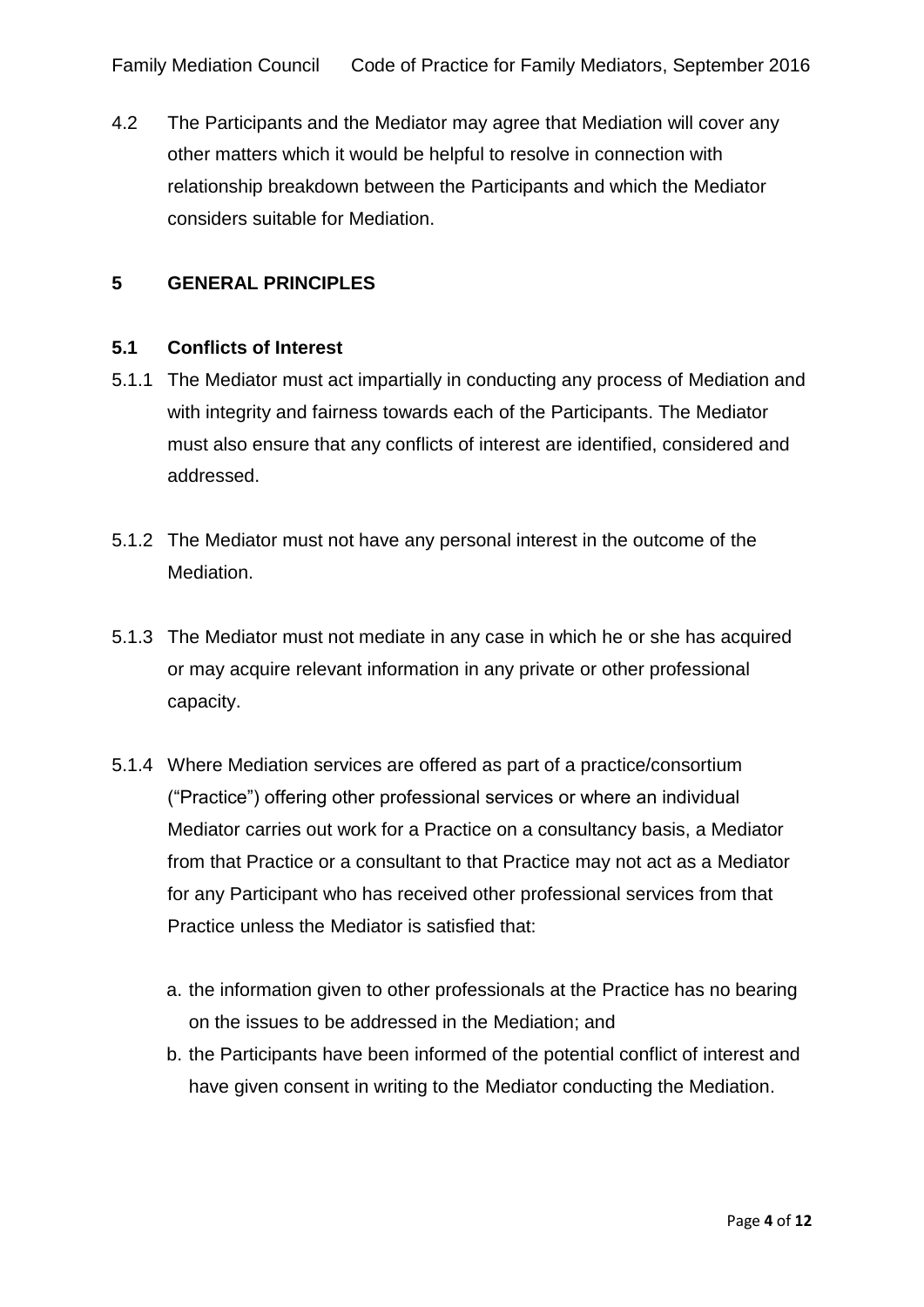4.2 The Participants and the Mediator may agree that Mediation will cover any other matters which it would be helpful to resolve in connection with relationship breakdown between the Participants and which the Mediator considers suitable for Mediation.

## 5 GENERAL PRINCIPLES

### 5.1 Conflicts of Interest

5.1.1 The Mediator must act impartially in conducting any process of Mediation and with integrity and fairness towards each of the Participants. The Mediator must also ensure that any conflicts of interest are identified, considered and addressed.

5.1.2 The Mediator must not have any personal interest in the outcome of the Mediation.

5.1.3 The Mediator must not mediate in any case in which he or she has acquired or may acquire relevant information in any private or other professional capacity.

5.1.4 Where Mediation services are offered as part of a practice/consortium ("Practice") offering other professional services or where an individual Mediator carries out work for a Practice on a consultancy basis, a Mediator from that Practice or a consultant to that Practice may not act as a Mediator for any Participant who has received other professional services from that Practice unless the Mediator is satisfied that:

a. the information given to other professionals at the Practice has no bearing on the issues to be addressed in the Mediation; and
b. the Participants have been informed of the potential conflict of interest and have given consent in writing to the Mediator conducting the Mediation.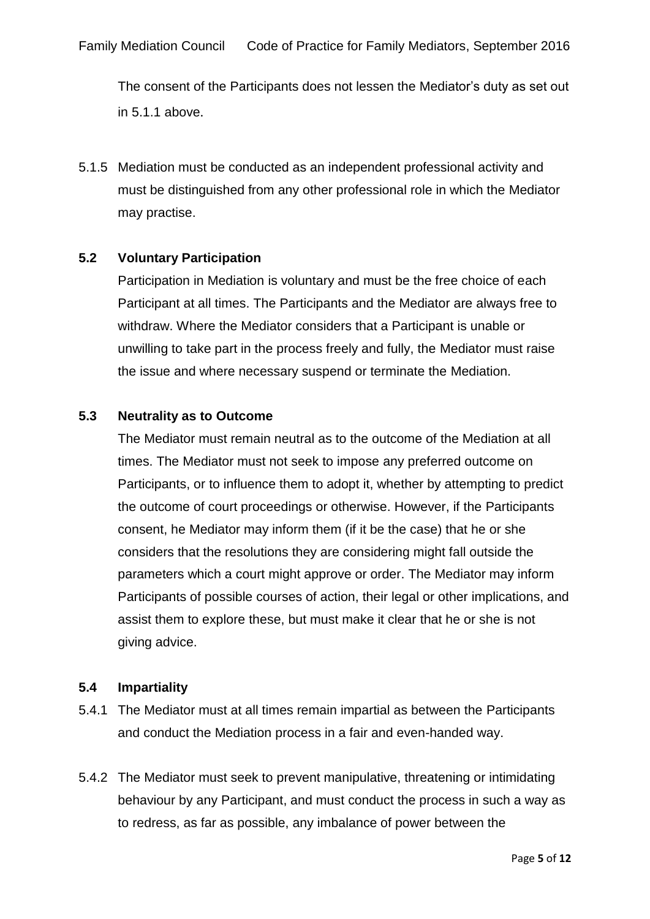The consent of the Participants does not lessen the Mediator's duty as set out in 5.1.1 above.

5.1.5 Mediation must be conducted as an independent professional activity and must be distinguished from any other professional role in which the Mediator may practise.

### 5.2 Voluntary Participation

Participation in Mediation is voluntary and must be the free choice of each Participant at all times. The Participants and the Mediator are always free to withdraw. Where the Mediator considers that a Participant is unable or unwilling to take part in the process freely and fully, the Mediator must raise the issue and where necessary suspend or terminate the Mediation.

### 5.3 Neutrality as to Outcome

The Mediator must remain neutral as to the outcome of the Mediation at all times. The Mediator must not seek to impose any preferred outcome on Participants, or to influence them to adopt it, whether by attempting to predict the outcome of court proceedings or otherwise. However, if the Participants consent, he Mediator may inform them (if it be the case) that he or she considers that the resolutions they are considering might fall outside the parameters which a court might approve or order. The Mediator may inform Participants of possible courses of action, their legal or other implications, and assist them to explore these, but must make it clear that he or she is not giving advice.

### 5.4 Impartiality

5.4.1 The Mediator must at all times remain impartial as between the Participants and conduct the Mediation process in a fair and even-handed way.

5.4.2 The Mediator must seek to prevent manipulative, threatening or intimidating behaviour by any Participant, and must conduct the process in such a way as to redress, as far as possible, any imbalance of power between the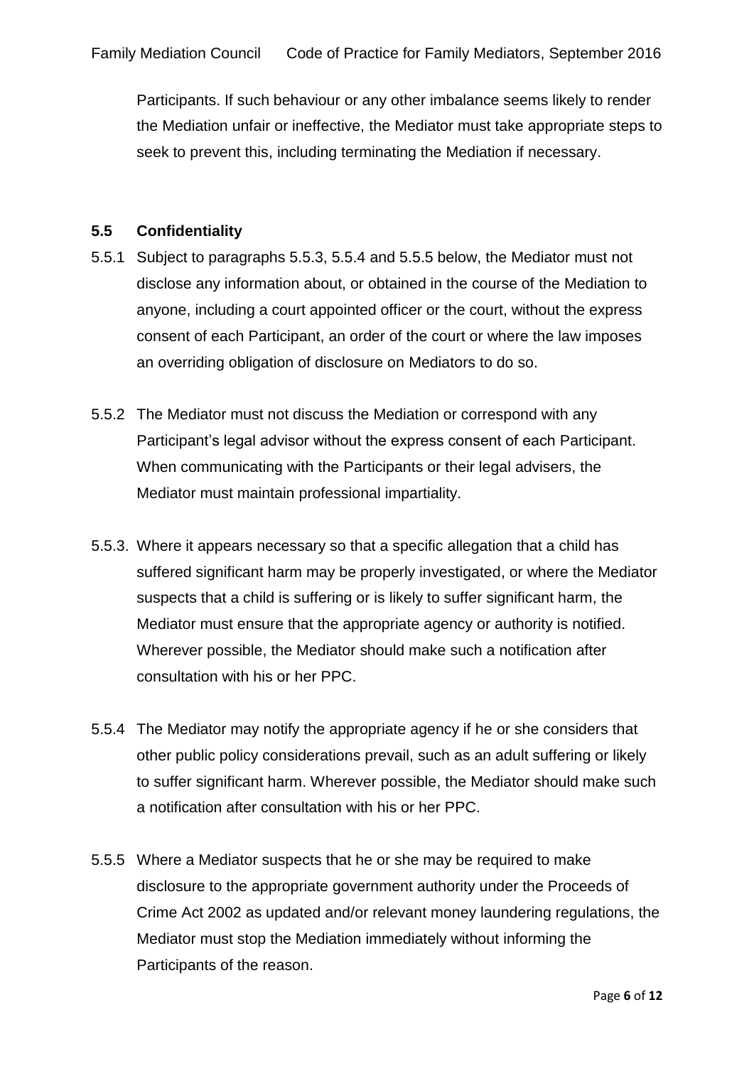Participants. If such behaviour or any other imbalance seems likely to render the Mediation unfair or ineffective, the Mediator must take appropriate steps to seek to prevent this, including terminating the Mediation if necessary.

### 5.5 Confidentiality

5.5.1 Subject to paragraphs 5.5.3, 5.5.4 and 5.5.5 below, the Mediator must not disclose any information about, or obtained in the course of the Mediation to anyone, including a court appointed officer or the court, without the express consent of each Participant, an order of the court or where the law imposes an overriding obligation of disclosure on Mediators to do so.

5.5.2 The Mediator must not discuss the Mediation or correspond with any Participant's legal advisor without the express consent of each Participant. When communicating with the Participants or their legal advisers, the Mediator must maintain professional impartiality.

5.5.3. Where it appears necessary so that a specific allegation that a child has suffered significant harm may be properly investigated, or where the Mediator suspects that a child is suffering or is likely to suffer significant harm, the Mediator must ensure that the appropriate agency or authority is notified. Wherever possible, the Mediator should make such a notification after consultation with his or her PPC.

5.5.4 The Mediator may notify the appropriate agency if he or she considers that other public policy considerations prevail, such as an adult suffering or likely to suffer significant harm. Wherever possible, the Mediator should make such a notification after consultation with his or her PPC.

5.5.5 Where a Mediator suspects that he or she may be required to make disclosure to the appropriate government authority under the Proceeds of Crime Act 2002 as updated and/or relevant money laundering regulations, the Mediator must stop the Mediation immediately without informing the Participants of the reason.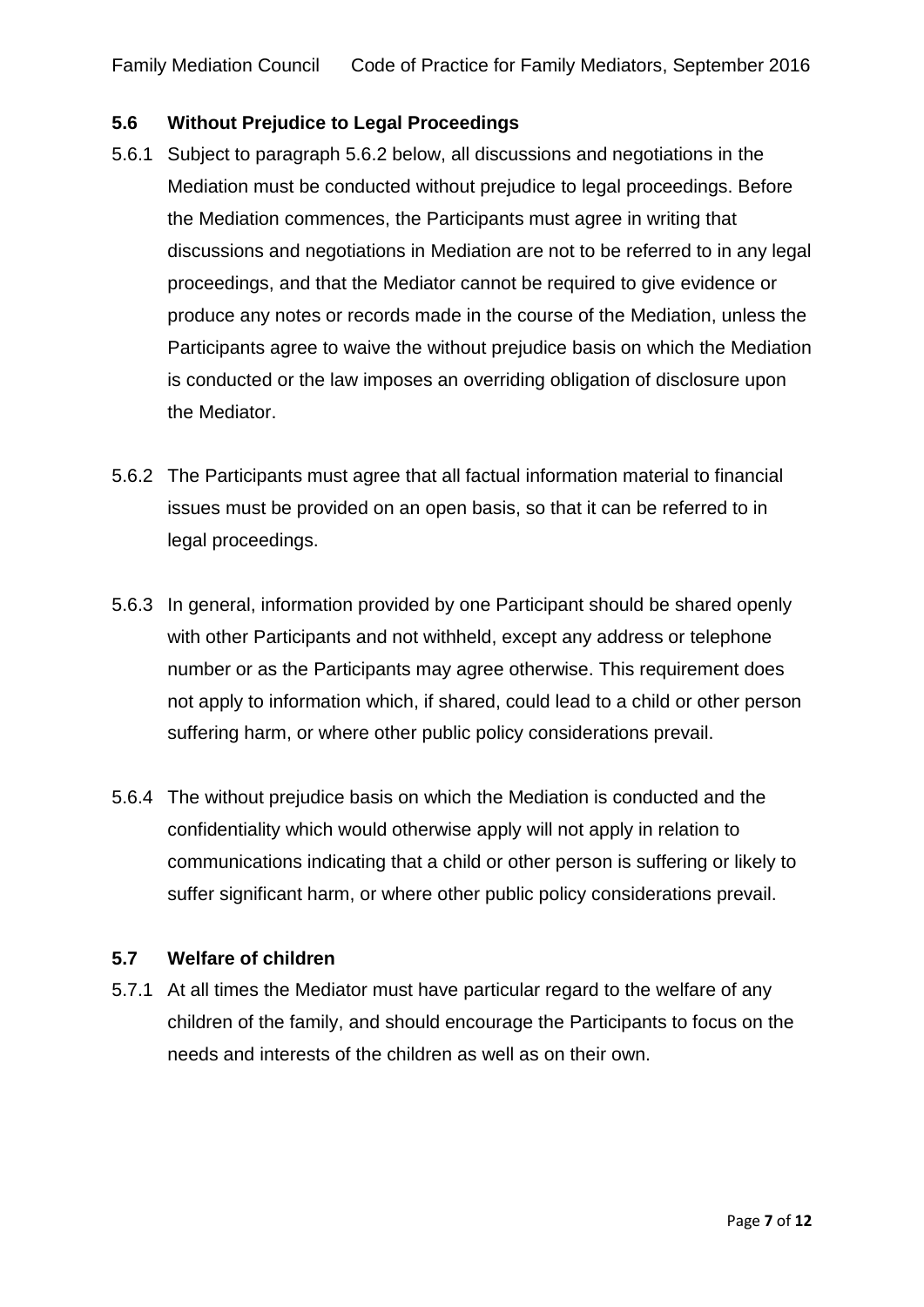## 5.6 Without Prejudice to Legal Proceedings

5.6.1 Subject to paragraph 5.6.2 below, all discussions and negotiations in the Mediation must be conducted without prejudice to legal proceedings. Before the Mediation commences, the Participants must agree in writing that discussions and negotiations in Mediation are not to be referred to in any legal proceedings, and that the Mediator cannot be required to give evidence or produce any notes or records made in the course of the Mediation, unless the Participants agree to waive the without prejudice basis on which the Mediation is conducted or the law imposes an overriding obligation of disclosure upon the Mediator.

5.6.2 The Participants must agree that all factual information material to financial issues must be provided on an open basis, so that it can be referred to in legal proceedings.

5.6.3 In general, information provided by one Participant should be shared openly with other Participants and not withheld, except any address or telephone number or as the Participants may agree otherwise. This requirement does not apply to information which, if shared, could lead to a child or other person suffering harm, or where other public policy considerations prevail.

5.6.4 The without prejudice basis on which the Mediation is conducted and the confidentiality which would otherwise apply will not apply in relation to communications indicating that a child or other person is suffering or likely to suffer significant harm, or where other public policy considerations prevail.

## 5.7 Welfare of children

5.7.1 At all times the Mediator must have particular regard to the welfare of any children of the family, and should encourage the Participants to focus on the needs and interests of the children as well as on their own.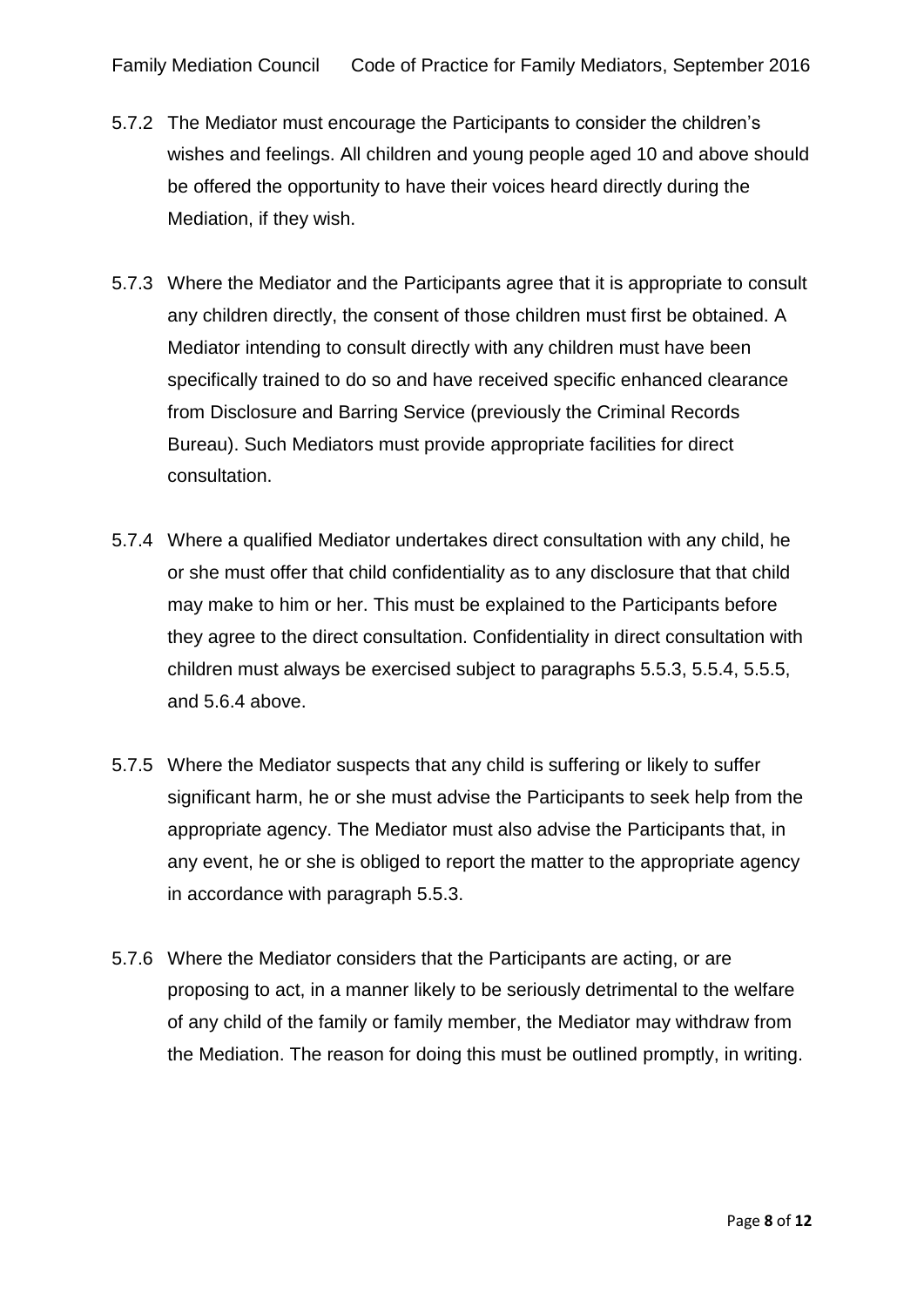5.7.2 The Mediator must encourage the Participants to consider the children's wishes and feelings. All children and young people aged 10 and above should be offered the opportunity to have their voices heard directly during the Mediation, if they wish.

5.7.3 Where the Mediator and the Participants agree that it is appropriate to consult any children directly, the consent of those children must first be obtained. A Mediator intending to consult directly with any children must have been specifically trained to do so and have received specific enhanced clearance from Disclosure and Barring Service (previously the Criminal Records Bureau). Such Mediators must provide appropriate facilities for direct consultation.

5.7.4 Where a qualified Mediator undertakes direct consultation with any child, he or she must offer that child confidentiality as to any disclosure that that child may make to him or her. This must be explained to the Participants before they agree to the direct consultation. Confidentiality in direct consultation with children must always be exercised subject to paragraphs 5.5.3, 5.5.4, 5.5.5, and 5.6.4 above.

5.7.5 Where the Mediator suspects that any child is suffering or likely to suffer significant harm, he or she must advise the Participants to seek help from the appropriate agency. The Mediator must also advise the Participants that, in any event, he or she is obliged to report the matter to the appropriate agency in accordance with paragraph 5.5.3.

5.7.6 Where the Mediator considers that the Participants are acting, or are proposing to act, in a manner likely to be seriously detrimental to the welfare of any child of the family or family member, the Mediator may withdraw from the Mediation. The reason for doing this must be outlined promptly, in writing.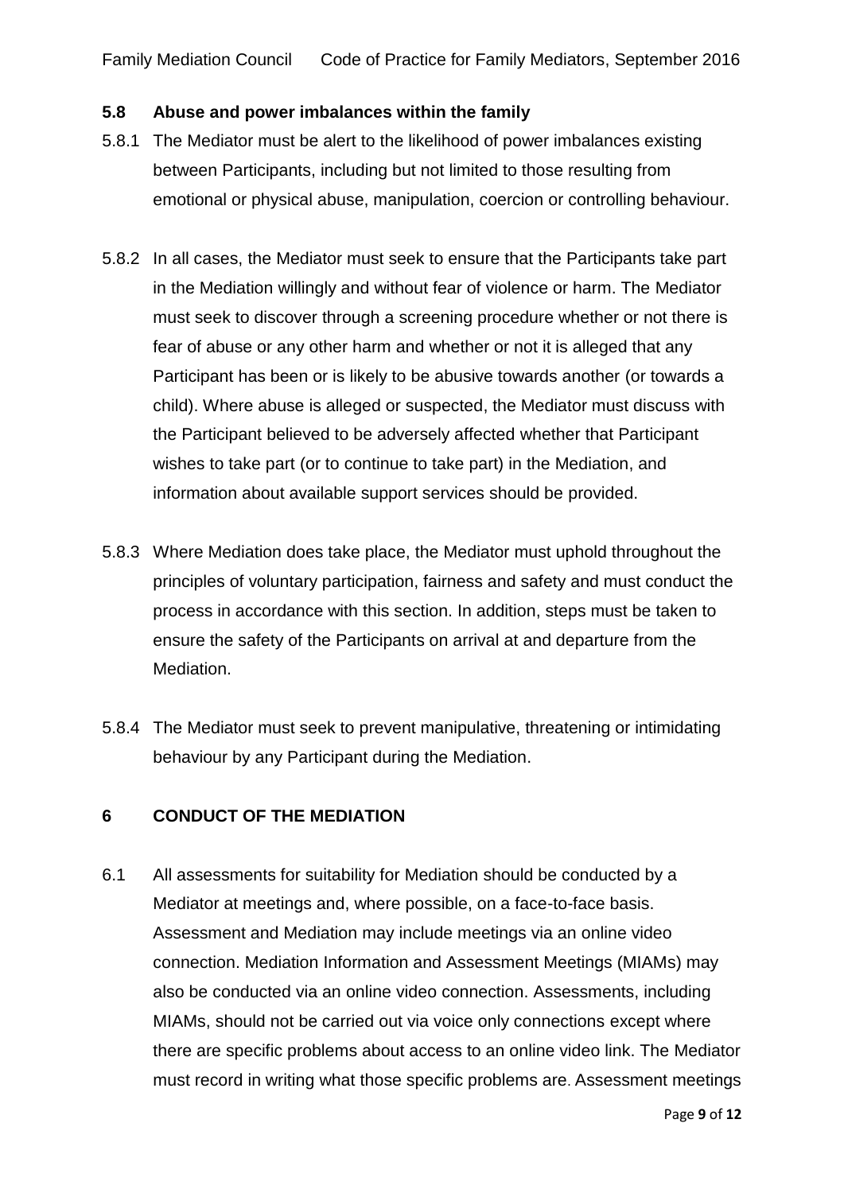### 5.8 Abuse and power imbalances within the family

5.8.1 The Mediator must be alert to the likelihood of power imbalances existing between Participants, including but not limited to those resulting from emotional or physical abuse, manipulation, coercion or controlling behaviour.

5.8.2 In all cases, the Mediator must seek to ensure that the Participants take part in the Mediation willingly and without fear of violence or harm. The Mediator must seek to discover through a screening procedure whether or not there is fear of abuse or any other harm and whether or not it is alleged that any Participant has been or is likely to be abusive towards another (or towards a child). Where abuse is alleged or suspected, the Mediator must discuss with the Participant believed to be adversely affected whether that Participant wishes to take part (or to continue to take part) in the Mediation, and information about available support services should be provided.

5.8.3 Where Mediation does take place, the Mediator must uphold throughout the principles of voluntary participation, fairness and safety and must conduct the process in accordance with this section. In addition, steps must be taken to ensure the safety of the Participants on arrival at and departure from the Mediation.

5.8.4 The Mediator must seek to prevent manipulative, threatening or intimidating behaviour by any Participant during the Mediation.

## 6 CONDUCT OF THE MEDIATION

6.1 All assessments for suitability for Mediation should be conducted by a Mediator at meetings and, where possible, on a face-to-face basis. Assessment and Mediation may include meetings via an online video connection. Mediation Information and Assessment Meetings (MIAMs) may also be conducted via an online video connection. Assessments, including MIAMs, should not be carried out via voice only connections except where there are specific problems about access to an online video link. The Mediator must record in writing what those specific problems are. Assessment meetings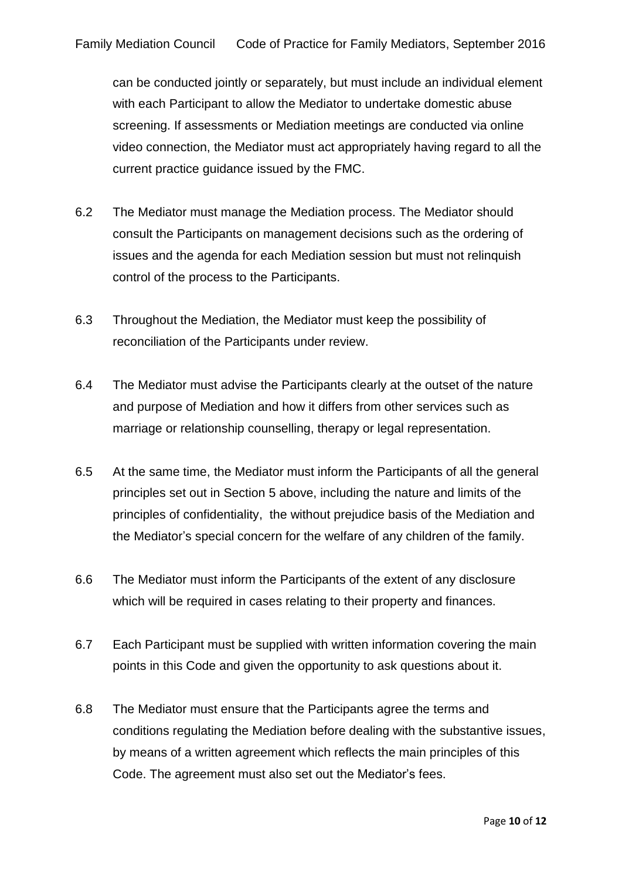can be conducted jointly or separately, but must include an individual element with each Participant to allow the Mediator to undertake domestic abuse screening. If assessments or Mediation meetings are conducted via online video connection, the Mediator must act appropriately having regard to all the current practice guidance issued by the FMC.

6.2 The Mediator must manage the Mediation process. The Mediator should consult the Participants on management decisions such as the ordering of issues and the agenda for each Mediation session but must not relinquish control of the process to the Participants.

6.3 Throughout the Mediation, the Mediator must keep the possibility of reconciliation of the Participants under review.

6.4 The Mediator must advise the Participants clearly at the outset of the nature and purpose of Mediation and how it differs from other services such as marriage or relationship counselling, therapy or legal representation.

6.5 At the same time, the Mediator must inform the Participants of all the general principles set out in Section 5 above, including the nature and limits of the principles of confidentiality, the without prejudice basis of the Mediation and the Mediator's special concern for the welfare of any children of the family.

6.6 The Mediator must inform the Participants of the extent of any disclosure which will be required in cases relating to their property and finances.

6.7 Each Participant must be supplied with written information covering the main points in this Code and given the opportunity to ask questions about it.

6.8 The Mediator must ensure that the Participants agree the terms and conditions regulating the Mediation before dealing with the substantive issues, by means of a written agreement which reflects the main principles of this Code. The agreement must also set out the Mediator's fees.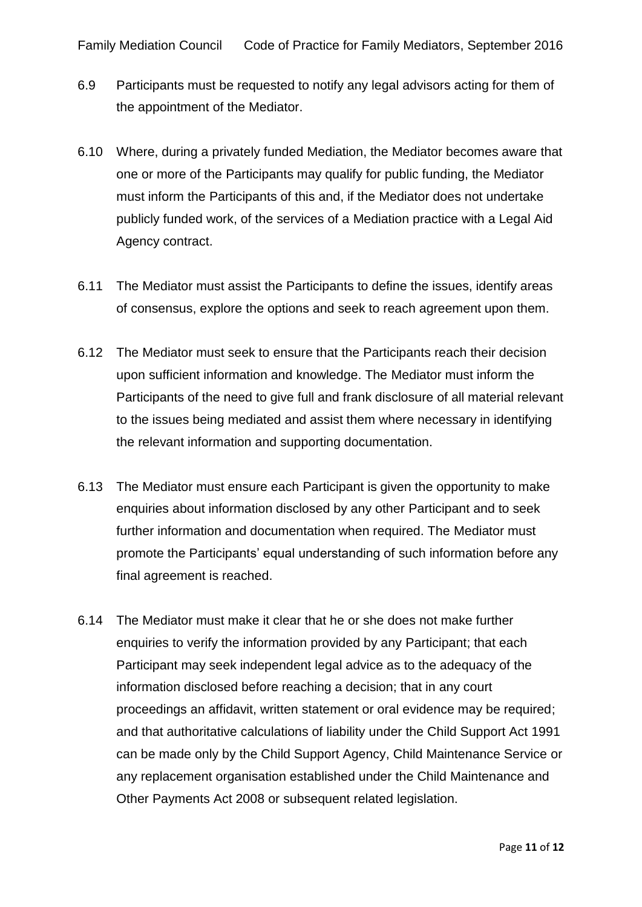6.9 Participants must be requested to notify any legal advisors acting for them of the appointment of the Mediator.

6.10 Where, during a privately funded Mediation, the Mediator becomes aware that one or more of the Participants may qualify for public funding, the Mediator must inform the Participants of this and, if the Mediator does not undertake publicly funded work, of the services of a Mediation practice with a Legal Aid Agency contract.

6.11 The Mediator must assist the Participants to define the issues, identify areas of consensus, explore the options and seek to reach agreement upon them.

6.12 The Mediator must seek to ensure that the Participants reach their decision upon sufficient information and knowledge. The Mediator must inform the Participants of the need to give full and frank disclosure of all material relevant to the issues being mediated and assist them where necessary in identifying the relevant information and supporting documentation.

6.13 The Mediator must ensure each Participant is given the opportunity to make enquiries about information disclosed by any other Participant and to seek further information and documentation when required. The Mediator must promote the Participants' equal understanding of such information before any final agreement is reached.

6.14 The Mediator must make it clear that he or she does not make further enquiries to verify the information provided by any Participant; that each Participant may seek independent legal advice as to the adequacy of the information disclosed before reaching a decision; that in any court proceedings an affidavit, written statement or oral evidence may be required; and that authoritative calculations of liability under the Child Support Act 1991 can be made only by the Child Support Agency, Child Maintenance Service or any replacement organisation established under the Child Maintenance and Other Payments Act 2008 or subsequent related legislation.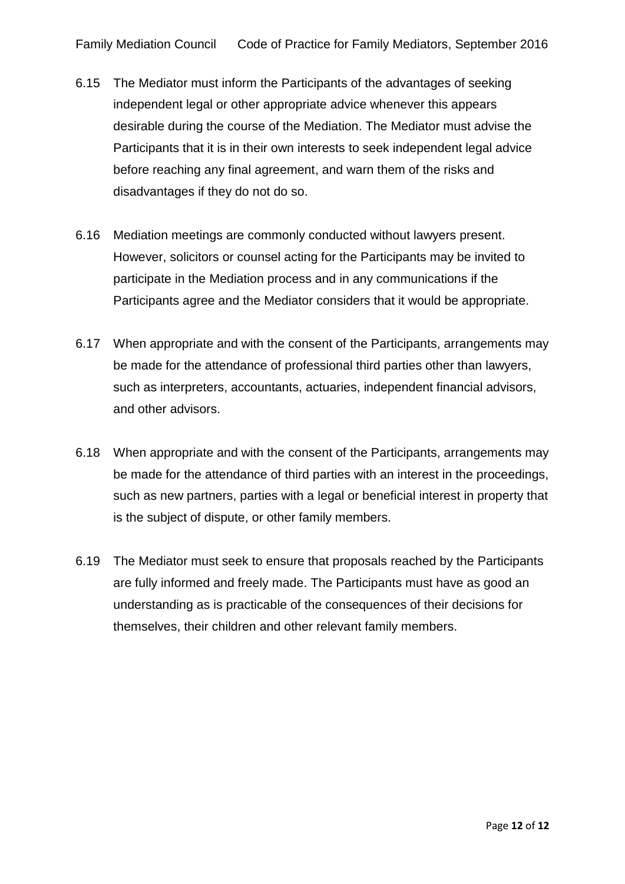6.15 The Mediator must inform the Participants of the advantages of seeking independent legal or other appropriate advice whenever this appears desirable during the course of the Mediation. The Mediator must advise the Participants that it is in their own interests to seek independent legal advice before reaching any final agreement, and warn them of the risks and disadvantages if they do not do so.

6.16 Mediation meetings are commonly conducted without lawyers present. However, solicitors or counsel acting for the Participants may be invited to participate in the Mediation process and in any communications if the Participants agree and the Mediator considers that it would be appropriate.

6.17 When appropriate and with the consent of the Participants, arrangements may be made for the attendance of professional third parties other than lawyers, such as interpreters, accountants, actuaries, independent financial advisors, and other advisors.

6.18 When appropriate and with the consent of the Participants, arrangements may be made for the attendance of third parties with an interest in the proceedings, such as new partners, parties with a legal or beneficial interest in property that is the subject of dispute, or other family members.

6.19 The Mediator must seek to ensure that proposals reached by the Participants are fully informed and freely made. The Participants must have as good an understanding as is practicable of the consequences of their decisions for themselves, their children and other relevant family members.